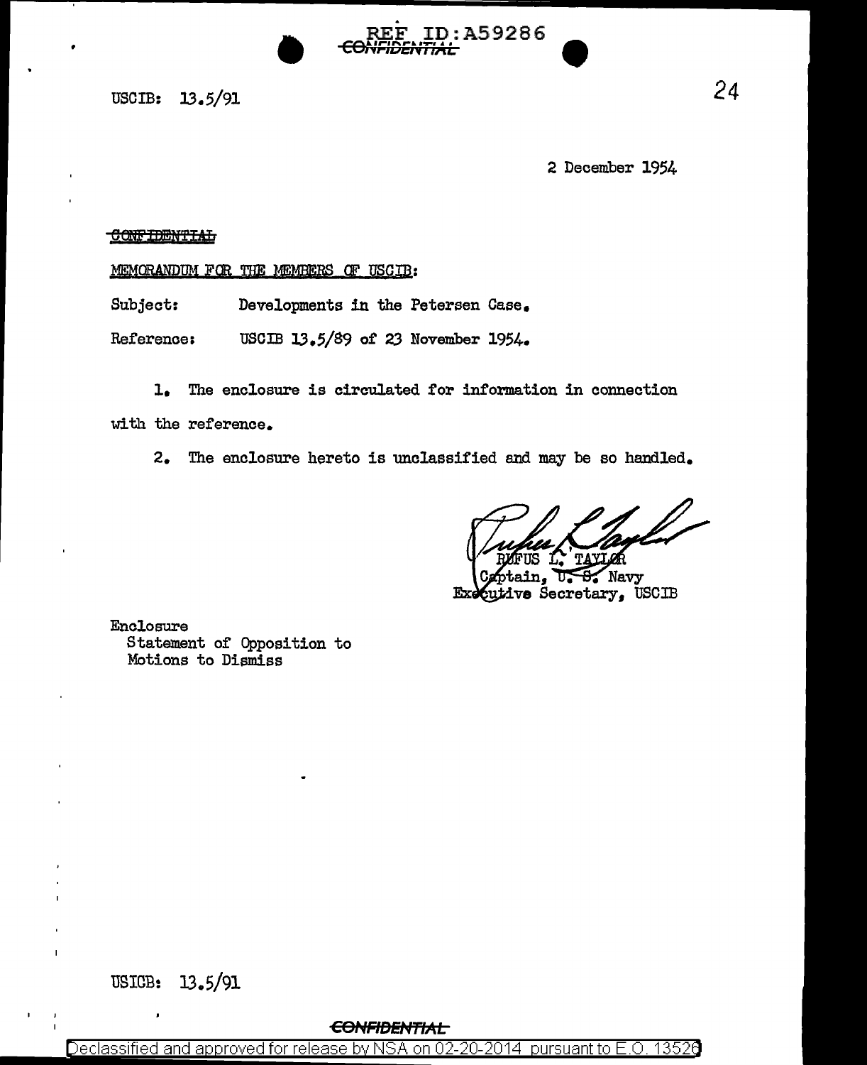REF ID:A59286
~~CONFIDENTIAL~~

USCIB: 13.5/91

2 December 1954

~~CONFIDENTIAL~~

MEMORANDUM FOR THE MEMBERS OF USCIB:

Subject: Developments in the Petersen Case.

Reference: USCIB 13.5/89 of 23 November 1954.

1. The enclosure is circulated for information in connection with the reference.

2. The enclosure hereto is unclassified and may be so handled.

RUFUS L. TAYLOR
Captain, U. S. Navy
Executive Secretary, USCIB

Enclosure
Statement of Opposition to
Motions to Dismiss

USICB: 13.5/91

~~CONFIDENTIAL~~

Declassified and approved for release by NSA on 02-20-2014 pursuant to E.O. 13526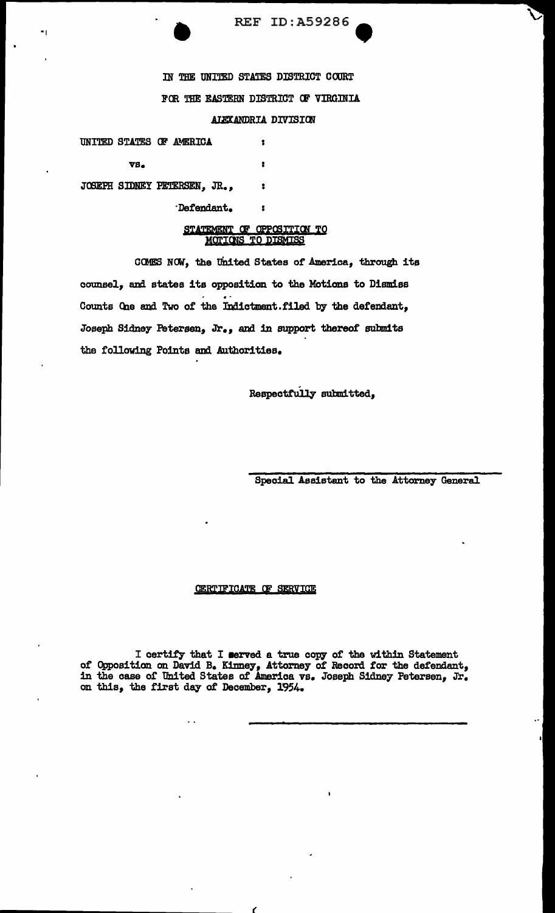REF ID:A59286

IN THE UNITED STATES DISTRICT COURT

FOR THE EASTERN DISTRICT OF VIRGINIA

ALEXANDRIA DIVISION

UNITED STATES OF AMERICA :

vs. :

JOSEPH SIDNEY PETERSEN, JR., :

Defendant. :

STATEMENT OF OPPOSITION TO MOTIONS TO DISMISS

COMES NOW, the United States of America, through its counsel, and states its opposition to the Motions to Dismiss Counts One and Two of the Indictment filed by the defendant, Joseph Sidney Petersen, Jr., and in support thereof submits the following Points and Authorities.

Respectfully submitted,

Special Assistant to the Attorney General

CERTIFICATE OF SERVICE

I certify that I served a true copy of the within Statement of Opposition on David B. Kinney, Attorney of Record for the defendant, in the case of United States of America vs. Joseph Sidney Petersen, Jr. on this, the first day of December, 1954.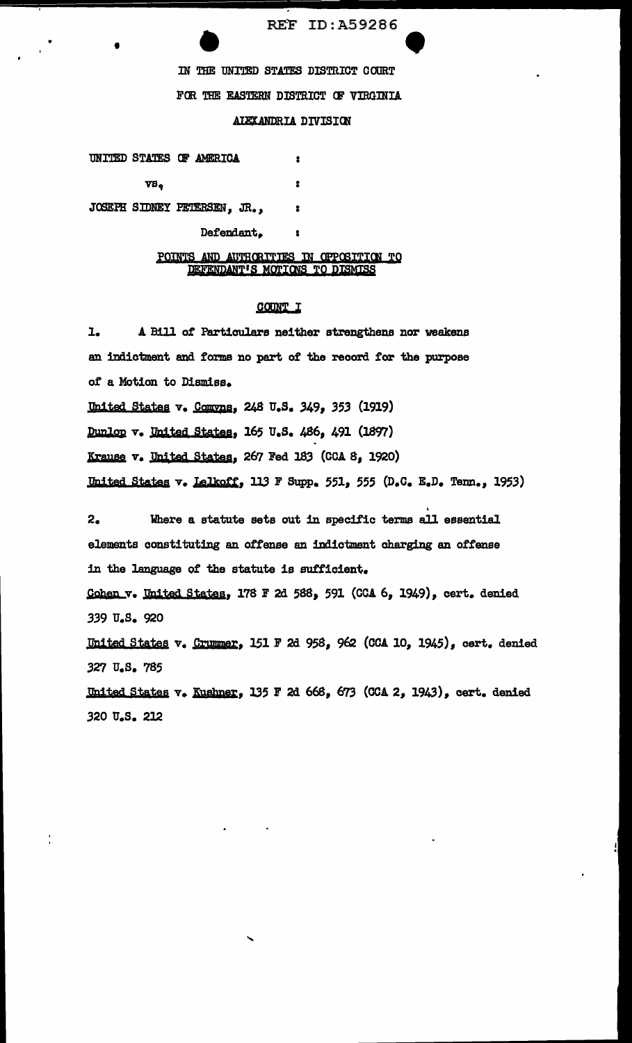REF ID:A59286

IN THE UNITED STATES DISTRICT COURT

FOR THE EASTERN DISTRICT OF VIRGINIA

ALEXANDRIA DIVISION

UNITED STATES OF AMERICA :

vs. :

JOSEPH SIDNEY PETERSEN, JR., :

Defendant, :

POINTS AND AUTHORITIES IN OPPOSITION TO DEFENDANT'S MOTIONS TO DISMISS

COUNT I

1. A Bill of Particulars neither strengthens nor weakens an indictment and forms no part of the record for the purpose of a Motion to Dismiss.

United States v. Comyns, 248 U.S. 349, 353 (1919)

Dunlop v. United States, 165 U.S. 486, 491 (1897)

Krause v. United States, 267 Fed 183 (CCA 8, 1920)

United States v. Lelkoff, 113 F Supp. 551, 555 (D.C. E.D. Tenn., 1953)

2. Where a statute sets out in specific terms all essential elements constituting an offense an indictment charging an offense in the language of the statute is sufficient.

Cohen v. United States, 178 F 2d 588, 591 (CCA 6, 1949), cert. denied 339 U.S. 920

United States v. Crummer, 151 F 2d 958, 962 (CCA 10, 1945), cert. denied 327 U.S. 785

United States v. Kushner, 135 F 2d 668, 673 (CCA 2, 1943), cert. denied 320 U.S. 212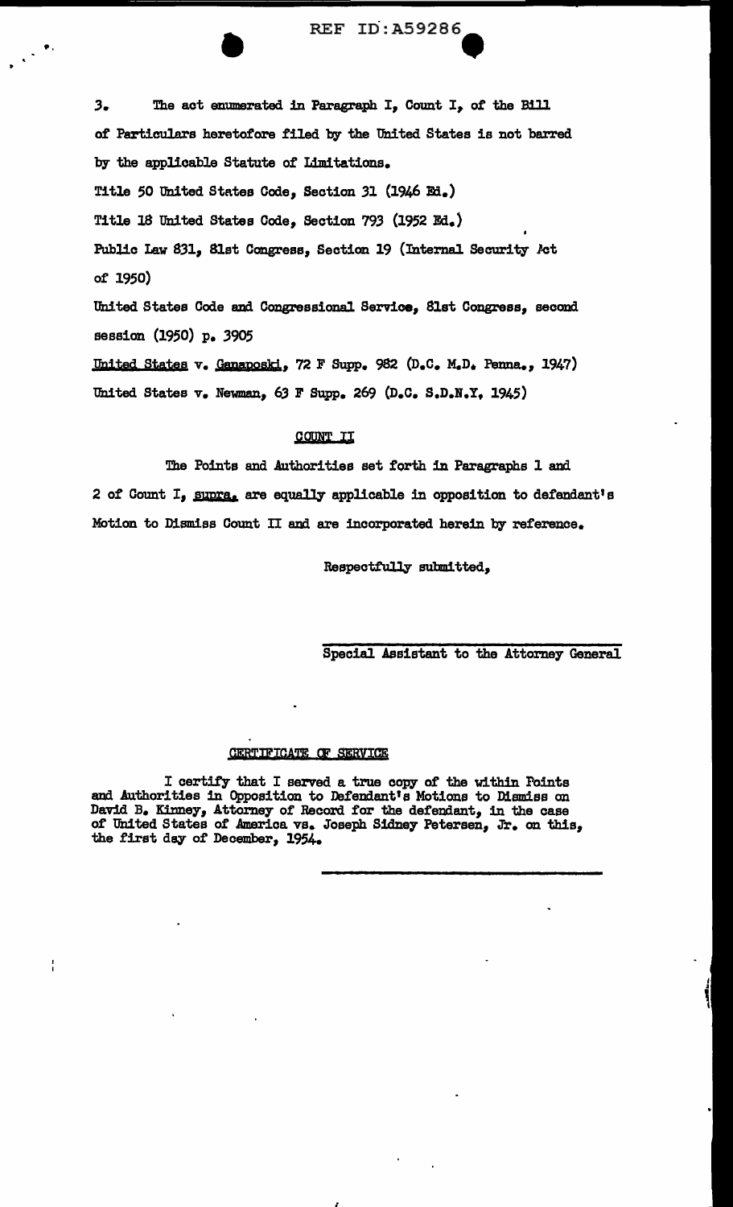3. The act enumerated in Paragraph I, Count I, of the Bill of Particulars heretofore filed by the United States is not barred by the applicable Statute of Limitations.

Title 50 United States Code, Section 31 (1946 Ed.)

Title 18 United States Code, Section 793 (1952 Ed.)

Public Law 831, 81st Congress, Section 19 (Internal Security Act of 1950)

United States Code and Congressional Service, 81st Congress, second session (1950) p. 3905

United States v. Ganaposki, 72 F Supp. 982 (D.C. M.D. Penna., 1947)

United States v. Newman, 63 F Supp. 269 (D.C. S.D.N.Y. 1945)

## COUNT II

The Points and Authorities set forth in Paragraphs 1 and 2 of Count I, *supra*, are equally applicable in opposition to defendant's Motion to Dismiss Count II and are incorporated herein by reference.

Respectfully submitted,

Special Assistant to the Attorney General

## CERTIFICATE OF SERVICE

I certify that I served a true copy of the within Points and Authorities in Opposition to Defendant's Motions to Dismiss on David B. Kinney, Attorney of Record for the defendant, in the case of United States of America vs. Joseph Sidney Petersen, Jr. on this, the first day of December, 1954.